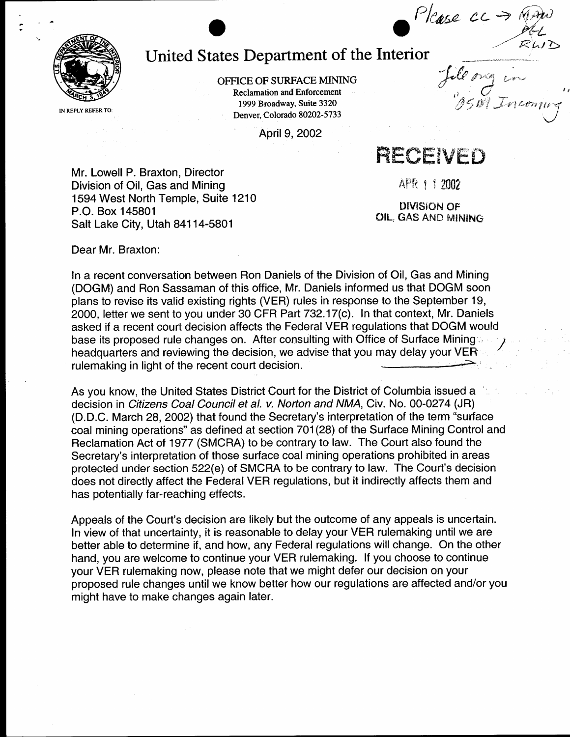Please cc → MAW PGL RWD

File orig in "OSM Incoming"

# United States Department of the Interior

OFFICE OF SURFACE MINING
Reclamation and Enforcement
1999 Broadway, Suite 3320
Denver, Colorado 80202-5733

IN REPLY REFER TO:

April 9, 2002

RECEIVED

APR 11 2002

DIVISION OF
OIL, GAS AND MINING

Mr. Lowell P. Braxton, Director
Division of Oil, Gas and Mining
1594 West North Temple, Suite 1210
P.O. Box 145801
Salt Lake City, Utah 84114-5801

Dear Mr. Braxton:

In a recent conversation between Ron Daniels of the Division of Oil, Gas and Mining (DOGM) and Ron Sassaman of this office, Mr. Daniels informed us that DOGM soon plans to revise its valid existing rights (VER) rules in response to the September 19, 2000, letter we sent to you under 30 CFR Part 732.17(c). In that context, Mr. Daniels asked if a recent court decision affects the Federal VER regulations that DOGM would base its proposed rule changes on. After consulting with Office of Surface Mining headquarters and reviewing the decision, we advise that you may delay your VER rulemaking in light of the recent court decision.

As you know, the United States District Court for the District of Columbia issued a decision in *Citizens Coal Council et al. v. Norton and NMA*, Civ. No. 00-0274 (JR) (D.D.C. March 28, 2002) that found the Secretary's interpretation of the term "surface coal mining operations" as defined at section 701(28) of the Surface Mining Control and Reclamation Act of 1977 (SMCRA) to be contrary to law. The Court also found the Secretary's interpretation of those surface coal mining operations prohibited in areas protected under section 522(e) of SMCRA to be contrary to law. The Court's decision does not directly affect the Federal VER regulations, but it indirectly affects them and has potentially far-reaching effects.

Appeals of the Court's decision are likely but the outcome of any appeals is uncertain. In view of that uncertainty, it is reasonable to delay your VER rulemaking until we are better able to determine if, and how, any Federal regulations will change. On the other hand, you are welcome to continue your VER rulemaking. If you choose to continue your VER rulemaking now, please note that we might defer our decision on your proposed rule changes until we know better how our regulations are affected and/or you might have to make changes again later.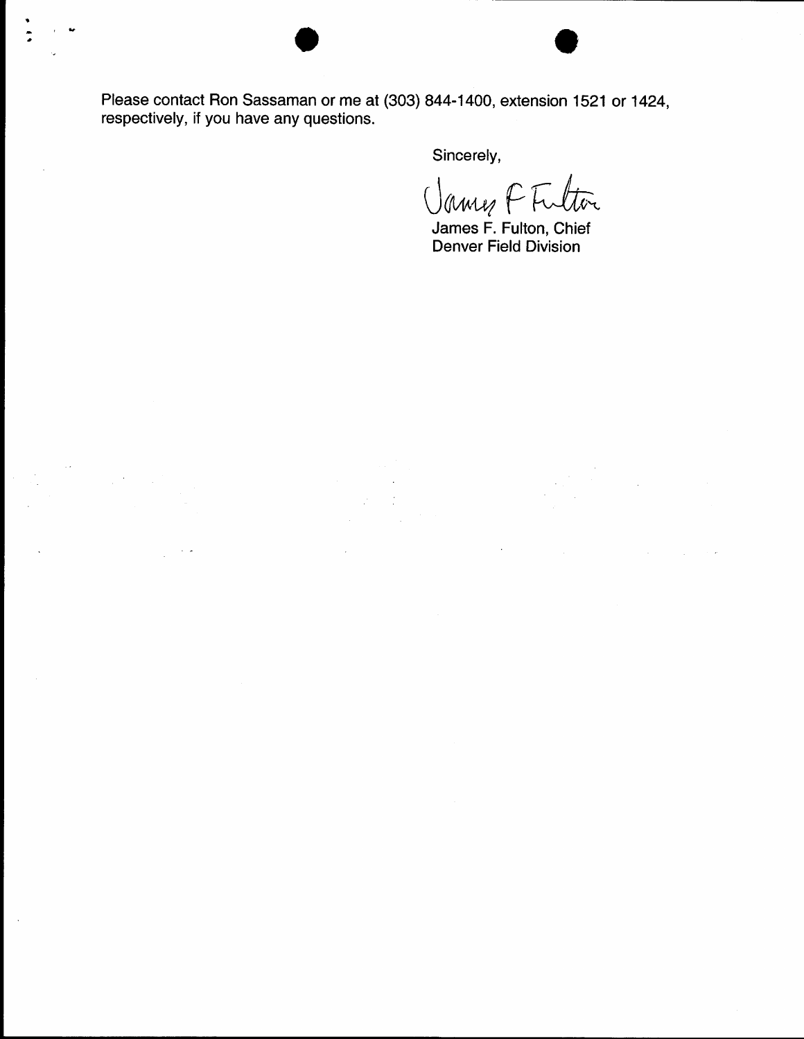Please contact Ron Sassaman or me at (303) 844-1400, extension 1521 or 1424, respectively, if you have any questions.

Sincerely,

James F. Fulton

James F. Fulton, Chief
Denver Field Division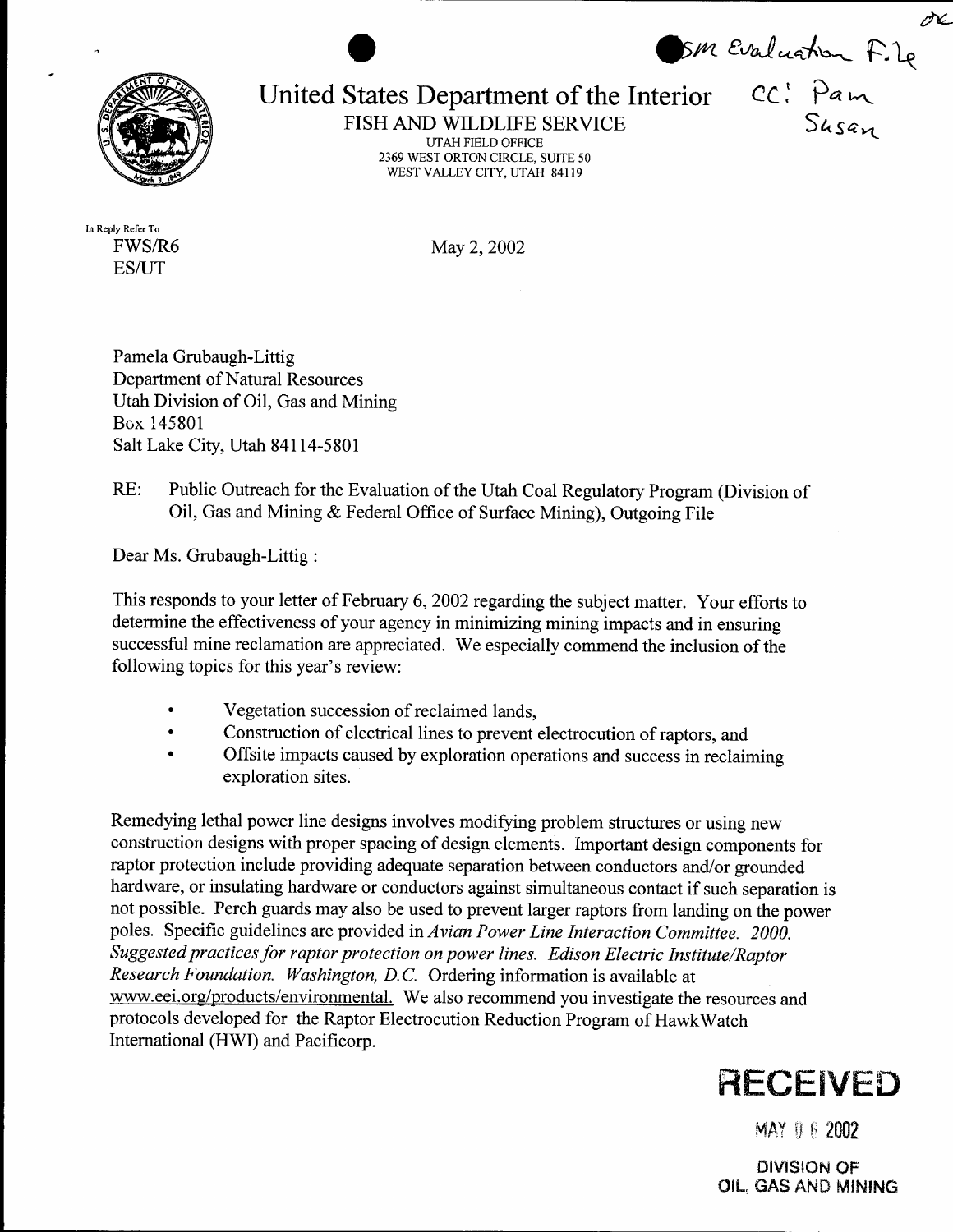OSM Evaluation File

cc: Pam
Susan

# United States Department of the Interior

FISH AND WILDLIFE SERVICE
UTAH FIELD OFFICE
2369 WEST ORTON CIRCLE, SUITE 50
WEST VALLEY CITY, UTAH 84119

In Reply Refer To
FWS/R6
ES/UT

May 2, 2002

Pamela Grubaugh-Littig
Department of Natural Resources
Utah Division of Oil, Gas and Mining
Box 145801
Salt Lake City, Utah 84114-5801

RE: Public Outreach for the Evaluation of the Utah Coal Regulatory Program (Division of Oil, Gas and Mining & Federal Office of Surface Mining), Outgoing File

Dear Ms. Grubaugh-Littig :

This responds to your letter of February 6, 2002 regarding the subject matter. Your efforts to determine the effectiveness of your agency in minimizing mining impacts and in ensuring successful mine reclamation are appreciated. We especially commend the inclusion of the following topics for this year's review:

- Vegetation succession of reclaimed lands,
- Construction of electrical lines to prevent electrocution of raptors, and
- Offsite impacts caused by exploration operations and success in reclaiming exploration sites.

Remedying lethal power line designs involves modifying problem structures or using new construction designs with proper spacing of design elements. Important design components for raptor protection include providing adequate separation between conductors and/or grounded hardware, or insulating hardware or conductors against simultaneous contact if such separation is not possible. Perch guards may also be used to prevent larger raptors from landing on the power poles. Specific guidelines are provided in *Avian Power Line Interaction Committee. 2000. Suggested practices for raptor protection on power lines. Edison Electric Institute/Raptor Research Foundation. Washington, D.C.* Ordering information is available at www.eei.org/products/environmental. We also recommend you investigate the resources and protocols developed for the Raptor Electrocution Reduction Program of HawkWatch International (HWI) and Pacificorp.

**RECEIVED**

MAY 06 2002

DIVISION OF
OIL, GAS AND MINING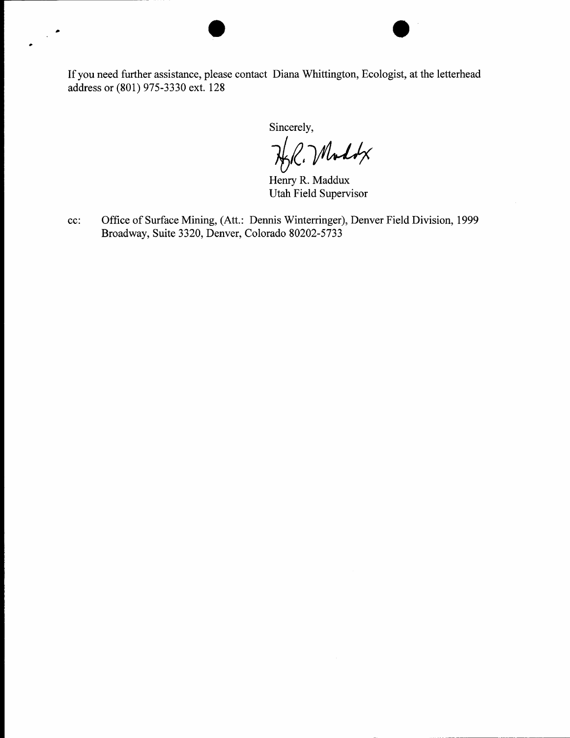If you need further assistance, please contact Diana Whittington, Ecologist, at the letterhead address or (801) 975-3330 ext. 128

Sincerely,

Henry R. Maddux
Utah Field Supervisor

cc: Office of Surface Mining, (Att.: Dennis Winterringer), Denver Field Division, 1999 Broadway, Suite 3320, Denver, Colorado 80202-5733